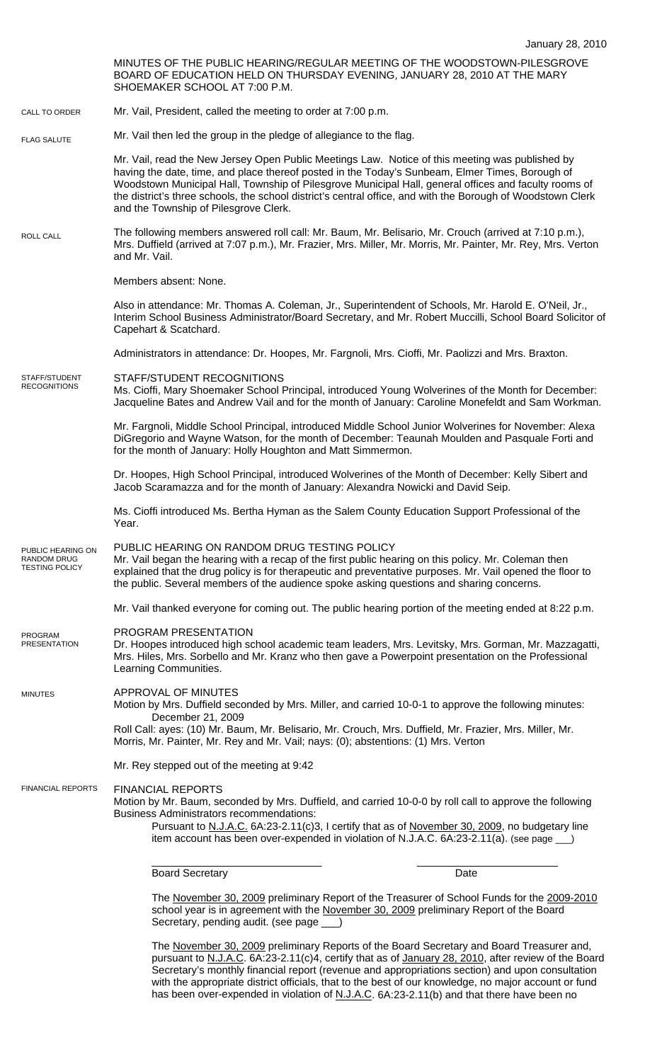January 28, 2010

MINUTES OF THE PUBLIC HEARING/REGULAR MEETING OF THE WOODSTOWN-PILESGROVE BOARD OF EDUCATION HELD ON THURSDAY EVENING, JANUARY 28, 2010 AT THE MARY SHOEMAKER SCHOOL AT 7:00 P.M.

CALL TO ORDER

Mr. Vail, President, called the meeting to order at 7:00 p.m.

FLAG SALUTE

Mr. Vail then led the group in the pledge of allegiance to the flag.

Mr. Vail, read the New Jersey Open Public Meetings Law. Notice of this meeting was published by having the date, time, and place thereof posted in the Today's Sunbeam, Elmer Times, Borough of Woodstown Municipal Hall, Township of Pilesgrove Municipal Hall, general offices and faculty rooms of the district's three schools, the school district's central office, and with the Borough of Woodstown Clerk and the Township of Pilesgrove Clerk.

ROLL CALL

The following members answered roll call: Mr. Baum, Mr. Belisario, Mr. Crouch (arrived at 7:10 p.m.), Mrs. Duffield (arrived at 7:07 p.m.), Mr. Frazier, Mrs. Miller, Mr. Morris, Mr. Painter, Mr. Rey, Mrs. Verton and Mr. Vail.

Members absent: None.

Also in attendance: Mr. Thomas A. Coleman, Jr., Superintendent of Schools, Mr. Harold E. O'Neil, Jr., Interim School Business Administrator/Board Secretary, and Mr. Robert Muccilli, School Board Solicitor of Capehart & Scatchard.

Administrators in attendance: Dr. Hoopes, Mr. Fargnoli, Mrs. Cioffi, Mr. Paolizzi and Mrs. Braxton.

STAFF/STUDENT RECOGNITIONS

STAFF/STUDENT RECOGNITIONS

Ms. Cioffi, Mary Shoemaker School Principal, introduced Young Wolverines of the Month for December: Jacqueline Bates and Andrew Vail and for the month of January: Caroline Monefeldt and Sam Workman.

Mr. Fargnoli, Middle School Principal, introduced Middle School Junior Wolverines for November: Alexa DiGregorio and Wayne Watson, for the month of December: Teaunah Moulden and Pasquale Forti and for the month of January: Holly Houghton and Matt Simmermon.

Dr. Hoopes, High School Principal, introduced Wolverines of the Month of December: Kelly Sibert and Jacob Scaramazza and for the month of January: Alexandra Nowicki and David Seip.

Ms. Cioffi introduced Ms. Bertha Hyman as the Salem County Education Support Professional of the Year.

PUBLIC HEARING ON RANDOM DRUG TESTING POLICY

PUBLIC HEARING ON RANDOM DRUG TESTING POLICY

Mr. Vail began the hearing with a recap of the first public hearing on this policy. Mr. Coleman then explained that the drug policy is for therapeutic and preventative purposes. Mr. Vail opened the floor to the public. Several members of the audience spoke asking questions and sharing concerns.

Mr. Vail thanked everyone for coming out. The public hearing portion of the meeting ended at 8:22 p.m.

PROGRAM PRESENTATION

PROGRAM PRESENTATION

Dr. Hoopes introduced high school academic team leaders, Mrs. Levitsky, Mrs. Gorman, Mr. Mazzagatti, Mrs. Hiles, Mrs. Sorbello and Mr. Kranz who then gave a Powerpoint presentation on the Professional Learning Communities.

MINUTES

APPROVAL OF MINUTES

Motion by Mrs. Duffield seconded by Mrs. Miller, and carried 10-0-1 to approve the following minutes:

December 21, 2009

Roll Call: ayes: (10) Mr. Baum, Mr. Belisario, Mr. Crouch, Mrs. Duffield, Mr. Frazier, Mrs. Miller, Mr. Morris, Mr. Painter, Mr. Rey and Mr. Vail; nays: (0); abstentions: (1) Mrs. Verton

Mr. Rey stepped out of the meeting at 9:42

FINANCIAL REPORTS

FINANCIAL REPORTS

Motion by Mr. Baum, seconded by Mrs. Duffield, and carried 10-0-0 by roll call to approve the following Business Administrators recommendations:

Pursuant to N.J.A.C. 6A:23-2.11(c)3, I certify that as of November 30, 2009, no budgetary line item account has been over-expended in violation of N.J.A.C. 6A:23-2.11(a). (see page ___)

Board Secretary ______________________ Date ______________________

The November 30, 2009 preliminary Report of the Treasurer of School Funds for the 2009-2010 school year is in agreement with the November 30, 2009 preliminary Report of the Board Secretary, pending audit. (see page ___)

The November 30, 2009 preliminary Reports of the Board Secretary and Board Treasurer and, pursuant to N.J.A.C. 6A:23-2.11(c)4, certify that as of January 28, 2010, after review of the Board Secretary's monthly financial report (revenue and appropriations section) and upon consultation with the appropriate district officials, that to the best of our knowledge, no major account or fund has been over-expended in violation of N.J.A.C. 6A:23-2.11(b) and that there have been no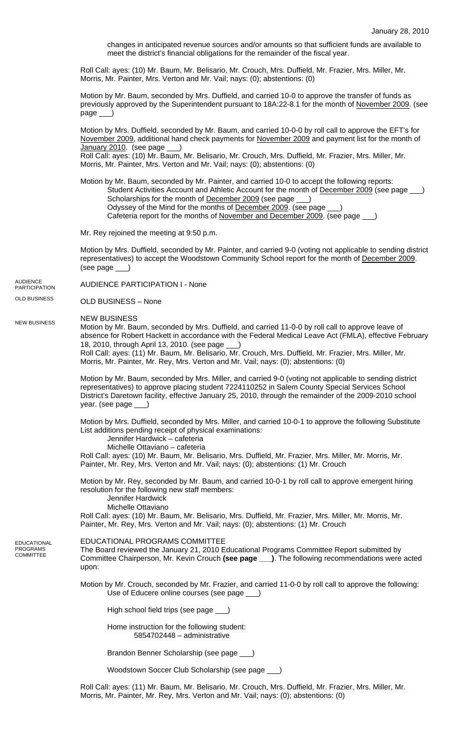changes in anticipated revenue sources and/or amounts so that sufficient funds are available to meet the district's financial obligations for the remainder of the fiscal year.

Roll Call: ayes: (10) Mr. Baum, Mr. Belisario, Mr. Crouch, Mrs. Duffield, Mr. Frazier, Mrs. Miller, Mr. Morris, Mr. Painter, Mrs. Verton and Mr. Vail; nays: (0); abstentions: (0)

Motion by Mr. Baum, seconded by Mrs. Duffield, and carried 10-0 to approve the transfer of funds as previously approved by the Superintendent pursuant to 18A:22-8.1 for the month of November 2009. (see page ___)

Motion by Mrs. Duffield, seconded by Mr. Baum, and carried 10-0-0 by roll call to approve the EFT's for November 2009, additional hand check payments for November 2009 and payment list for the month of January 2010. (see page ___)
Roll Call: ayes: (10) Mr. Baum, Mr. Belisario, Mr. Crouch, Mrs. Duffield, Mr. Frazier, Mrs. Miller, Mr. Morris, Mr. Painter, Mrs. Verton and Mr. Vail; nays: (0); abstentions: (0)

Motion by Mr. Baum, seconded by Mr. Painter, and carried 10-0 to accept the following reports:
- Student Activities Account and Athletic Account for the month of December 2009 (see page ___)
- Scholarships for the month of December 2009 (see page ___)
- Odyssey of the Mind for the months of December 2009. (see page ___)
- Cafeteria report for the months of November and December 2009. (see page ___)

Mr. Rey rejoined the meeting at 9:50 p.m.

Motion by Mrs. Duffield, seconded by Mr. Painter, and carried 9-0 (voting not applicable to sending district representatives) to accept the Woodstown Community School report for the month of December 2009. (see page ___)

AUDIENCE PARTICIPATION

AUDIENCE PARTICIPATION I - None

OLD BUSINESS

OLD BUSINESS – None

NEW BUSINESS

NEW BUSINESS

Motion by Mr. Baum, seconded by Mrs. Duffield, and carried 11-0-0 by roll call to approve leave of absence for Robert Hackett in accordance with the Federal Medical Leave Act (FMLA), effective February 18, 2010, through April 13, 2010. (see page ___)
Roll Call: ayes: (11) Mr. Baum, Mr. Belisario, Mr. Crouch, Mrs. Duffield, Mr. Frazier, Mrs. Miller, Mr. Morris, Mr. Painter, Mr. Rey, Mrs. Verton and Mr. Vail; nays: (0); abstentions: (0)

Motion by Mr. Baum, seconded by Mrs. Miller, and carried 9-0 (voting not applicable to sending district representatives) to approve placing student 7224110252 in Salem County Special Services School District's Daretown facility, effective January 25, 2010, through the remainder of the 2009-2010 school year. (see page ___)

Motion by Mrs. Duffield, seconded by Mrs. Miller, and carried 10-0-1 to approve the following Substitute List additions pending receipt of physical examinations:
- Jennifer Hardwick – cafeteria
- Michelle Ottaviano – cafeteria

Roll Call: ayes: (10) Mr. Baum, Mr. Belisario, Mrs. Duffield, Mr. Frazier, Mrs. Miller, Mr. Morris, Mr. Painter, Mr. Rey, Mrs. Verton and Mr. Vail; nays: (0); abstentions: (1) Mr. Crouch

Motion by Mr. Rey, seconded by Mr. Baum, and carried 10-0-1 by roll call to approve emergent hiring resolution for the following new staff members:
- Jennifer Hardwick
- Michelle Ottaviano

Roll Call: ayes: (10) Mr. Baum, Mr. Belisario, Mrs. Duffield, Mr. Frazier, Mrs. Miller, Mr. Morris, Mr. Painter, Mr. Rey, Mrs. Verton and Mr. Vail; nays: (0); abstentions: (1) Mr. Crouch

EDUCATIONAL PROGRAMS COMMITTEE

EDUCATIONAL PROGRAMS COMMITTEE

The Board reviewed the January 21, 2010 Educational Programs Committee Report submitted by Committee Chairperson, Mr. Kevin Crouch **(see page ___)**. The following recommendations were acted upon:

Motion by Mr. Crouch, seconded by Mr. Frazier, and carried 11-0-0 by roll call to approve the following:

Use of Educere online courses (see page ___)

High school field trips (see page ___)

Home instruction for the following student:
5854702448 – administrative

Brandon Benner Scholarship (see page ___)

Woodstown Soccer Club Scholarship (see page ___)

Roll Call: ayes: (11) Mr. Baum, Mr. Belisario, Mr. Crouch, Mrs. Duffield, Mr. Frazier, Mrs. Miller, Mr. Morris, Mr. Painter, Mr. Rey, Mrs. Verton and Mr. Vail; nays: (0); abstentions: (0)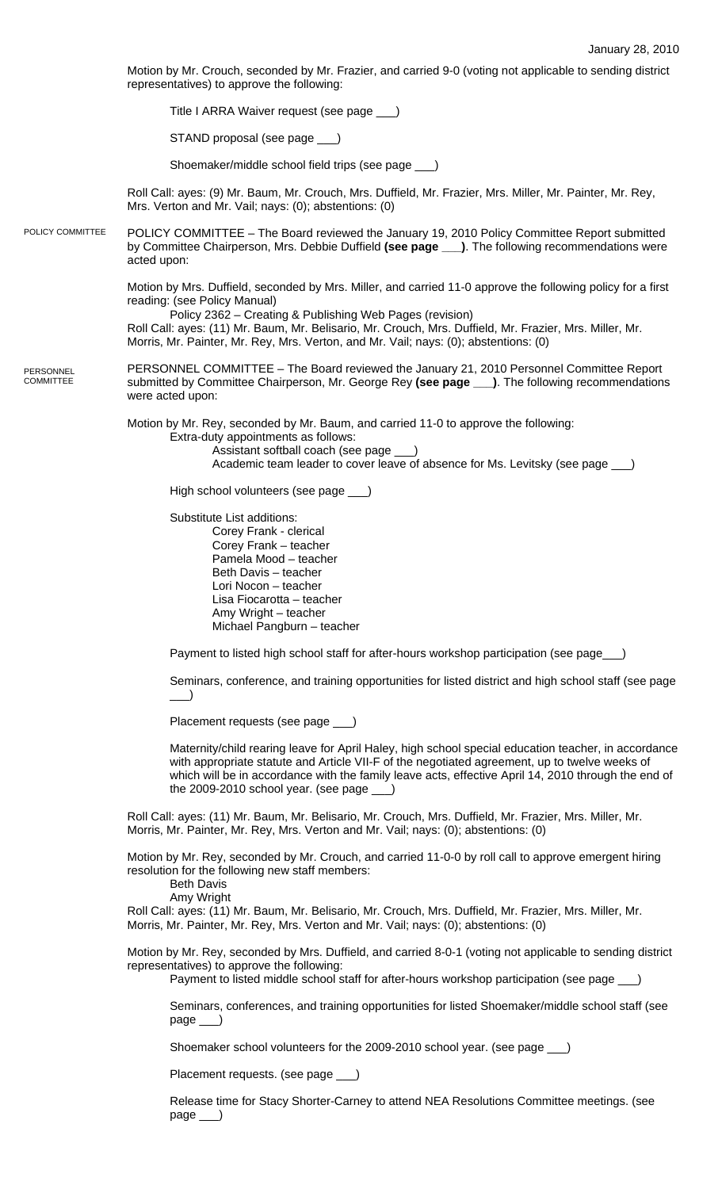January 28, 2010

Motion by Mr. Crouch, seconded by Mr. Frazier, and carried 9-0 (voting not applicable to sending district representatives) to approve the following:

Title I ARRA Waiver request (see page ___)

STAND proposal (see page ___)

Shoemaker/middle school field trips (see page ___)

Roll Call: ayes: (9) Mr. Baum, Mr. Crouch, Mrs. Duffield, Mr. Frazier, Mrs. Miller, Mr. Painter, Mr. Rey, Mrs. Verton and Mr. Vail; nays: (0); abstentions: (0)

POLICY COMMITTEE

POLICY COMMITTEE – The Board reviewed the January 19, 2010 Policy Committee Report submitted by Committee Chairperson, Mrs. Debbie Duffield **(see page ___)**. The following recommendations were acted upon:

Motion by Mrs. Duffield, seconded by Mrs. Miller, and carried 11-0 approve the following policy for a first reading: (see Policy Manual)

Policy 2362 – Creating & Publishing Web Pages (revision)

Roll Call: ayes: (11) Mr. Baum, Mr. Belisario, Mr. Crouch, Mrs. Duffield, Mr. Frazier, Mrs. Miller, Mr. Morris, Mr. Painter, Mr. Rey, Mrs. Verton, and Mr. Vail; nays: (0); abstentions: (0)

PERSONNEL COMMITTEE

PERSONNEL COMMITTEE – The Board reviewed the January 21, 2010 Personnel Committee Report submitted by Committee Chairperson, Mr. George Rey **(see page ___)**. The following recommendations were acted upon:

Motion by Mr. Rey, seconded by Mr. Baum, and carried 11-0 to approve the following:

Extra-duty appointments as follows:

Assistant softball coach (see page ___)

Academic team leader to cover leave of absence for Ms. Levitsky (see page ___)

High school volunteers (see page ___)

Substitute List additions:

Corey Frank - clerical
Corey Frank – teacher
Pamela Mood – teacher
Beth Davis – teacher
Lori Nocon – teacher
Lisa Fiocarotta – teacher
Amy Wright – teacher
Michael Pangburn – teacher

Payment to listed high school staff for after-hours workshop participation (see page___)

Seminars, conference, and training opportunities for listed district and high school staff (see page ___)

Placement requests (see page ___)

Maternity/child rearing leave for April Haley, high school special education teacher, in accordance with appropriate statute and Article VII-F of the negotiated agreement, up to twelve weeks of which will be in accordance with the family leave acts, effective April 14, 2010 through the end of the 2009-2010 school year. (see page ___)

Roll Call: ayes: (11) Mr. Baum, Mr. Belisario, Mr. Crouch, Mrs. Duffield, Mr. Frazier, Mrs. Miller, Mr. Morris, Mr. Painter, Mr. Rey, Mrs. Verton and Mr. Vail; nays: (0); abstentions: (0)

Motion by Mr. Rey, seconded by Mr. Crouch, and carried 11-0-0 by roll call to approve emergent hiring resolution for the following new staff members:

Beth Davis
Amy Wright

Roll Call: ayes: (11) Mr. Baum, Mr. Belisario, Mr. Crouch, Mrs. Duffield, Mr. Frazier, Mrs. Miller, Mr. Morris, Mr. Painter, Mr. Rey, Mrs. Verton and Mr. Vail; nays: (0); abstentions: (0)

Motion by Mr. Rey, seconded by Mrs. Duffield, and carried 8-0-1 (voting not applicable to sending district representatives) to approve the following:

Payment to listed middle school staff for after-hours workshop participation (see page ___)

Seminars, conferences, and training opportunities for listed Shoemaker/middle school staff (see page ___)

Shoemaker school volunteers for the 2009-2010 school year. (see page ___)

Placement requests. (see page ___)

Release time for Stacy Shorter-Carney to attend NEA Resolutions Committee meetings. (see page ___)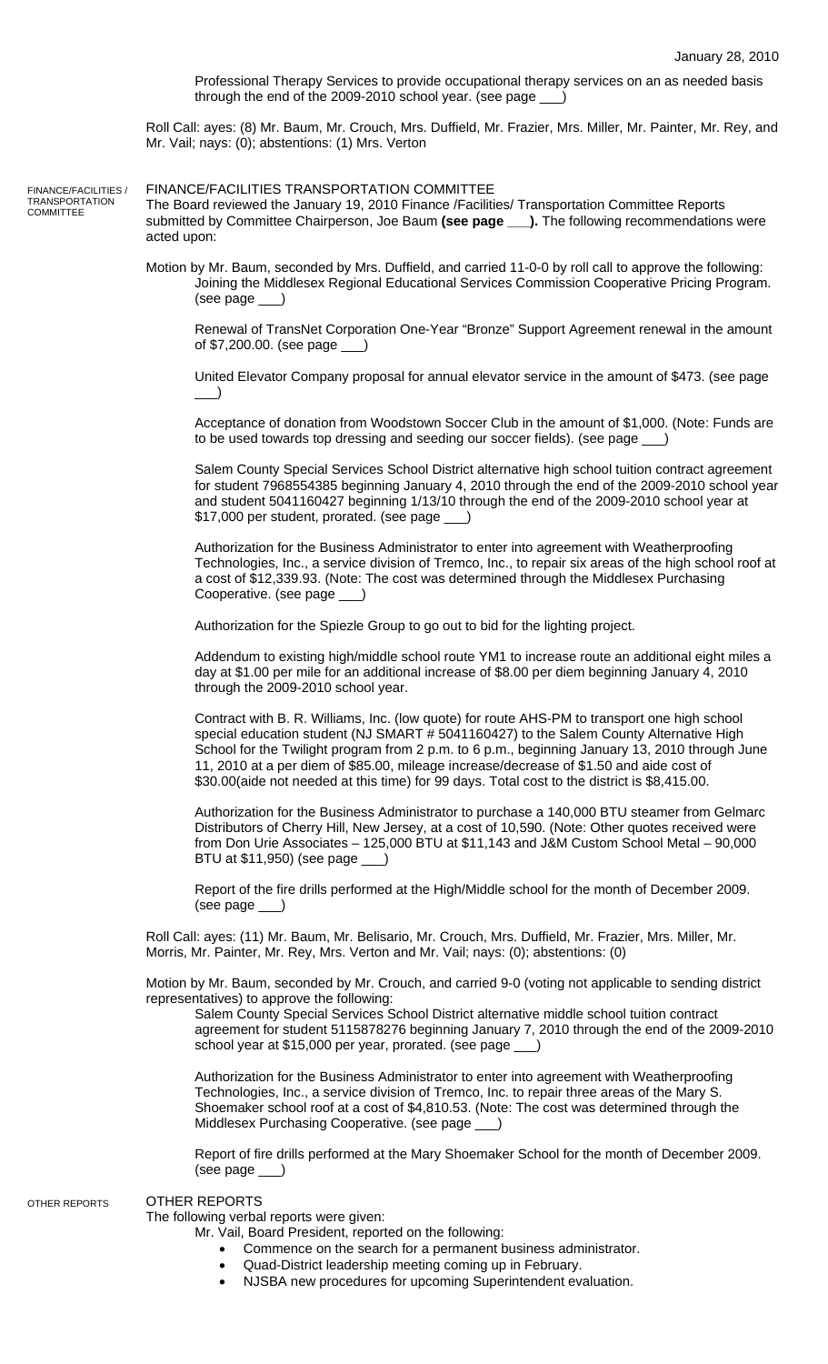Professional Therapy Services to provide occupational therapy services on an as needed basis through the end of the 2009-2010 school year. (see page ___)

Roll Call: ayes: (8) Mr. Baum, Mr. Crouch, Mrs. Duffield, Mr. Frazier, Mrs. Miller, Mr. Painter, Mr. Rey, and Mr. Vail; nays: (0); abstentions: (1) Mrs. Verton

FINANCE/FACILITIES / TRANSPORTATION COMMITTEE

## FINANCE/FACILITIES TRANSPORTATION COMMITTEE

The Board reviewed the January 19, 2010 Finance /Facilities/ Transportation Committee Reports submitted by Committee Chairperson, Joe Baum **(see page ___).** The following recommendations were acted upon:

Motion by Mr. Baum, seconded by Mrs. Duffield, and carried 11-0-0 by roll call to approve the following:

Joining the Middlesex Regional Educational Services Commission Cooperative Pricing Program. (see page ___)

Renewal of TransNet Corporation One-Year "Bronze" Support Agreement renewal in the amount of $7,200.00. (see page ___)

United Elevator Company proposal for annual elevator service in the amount of $473. (see page ___)

Acceptance of donation from Woodstown Soccer Club in the amount of $1,000. (Note: Funds are to be used towards top dressing and seeding our soccer fields). (see page ___)

Salem County Special Services School District alternative high school tuition contract agreement for student 7968554385 beginning January 4, 2010 through the end of the 2009-2010 school year and student 5041160427 beginning 1/13/10 through the end of the 2009-2010 school year at $17,000 per student, prorated. (see page ___)

Authorization for the Business Administrator to enter into agreement with Weatherproofing Technologies, Inc., a service division of Tremco, Inc., to repair six areas of the high school roof at a cost of $12,339.93. (Note: The cost was determined through the Middlesex Purchasing Cooperative. (see page ___)

Authorization for the Spiezle Group to go out to bid for the lighting project.

Addendum to existing high/middle school route YM1 to increase route an additional eight miles a day at $1.00 per mile for an additional increase of $8.00 per diem beginning January 4, 2010 through the 2009-2010 school year.

Contract with B. R. Williams, Inc. (low quote) for route AHS-PM to transport one high school special education student (NJ SMART # 5041160427) to the Salem County Alternative High School for the Twilight program from 2 p.m. to 6 p.m., beginning January 13, 2010 through June 11, 2010 at a per diem of $85.00, mileage increase/decrease of $1.50 and aide cost of $30.00(aide not needed at this time) for 99 days. Total cost to the district is $8,415.00.

Authorization for the Business Administrator to purchase a 140,000 BTU steamer from Gelmarc Distributors of Cherry Hill, New Jersey, at a cost of 10,590. (Note: Other quotes received were from Don Urie Associates – 125,000 BTU at $11,143 and J&M Custom School Metal – 90,000 BTU at $11,950) (see page ___)

Report of the fire drills performed at the High/Middle school for the month of December 2009. (see page ___)

Roll Call: ayes: (11) Mr. Baum, Mr. Belisario, Mr. Crouch, Mrs. Duffield, Mr. Frazier, Mrs. Miller, Mr. Morris, Mr. Painter, Mr. Rey, Mrs. Verton and Mr. Vail; nays: (0); abstentions: (0)

Motion by Mr. Baum, seconded by Mr. Crouch, and carried 9-0 (voting not applicable to sending district representatives) to approve the following:

Salem County Special Services School District alternative middle school tuition contract agreement for student 5115878276 beginning January 7, 2010 through the end of the 2009-2010 school year at $15,000 per year, prorated. (see page ___)

Authorization for the Business Administrator to enter into agreement with Weatherproofing Technologies, Inc., a service division of Tremco, Inc. to repair three areas of the Mary S. Shoemaker school roof at a cost of $4,810.53. (Note: The cost was determined through the Middlesex Purchasing Cooperative. (see page ___)

Report of fire drills performed at the Mary Shoemaker School for the month of December 2009. (see page ___)

OTHER REPORTS

## OTHER REPORTS

The following verbal reports were given:

Mr. Vail, Board President, reported on the following:

- Commence on the search for a permanent business administrator.
- Quad-District leadership meeting coming up in February.
- NJSBA new procedures for upcoming Superintendent evaluation.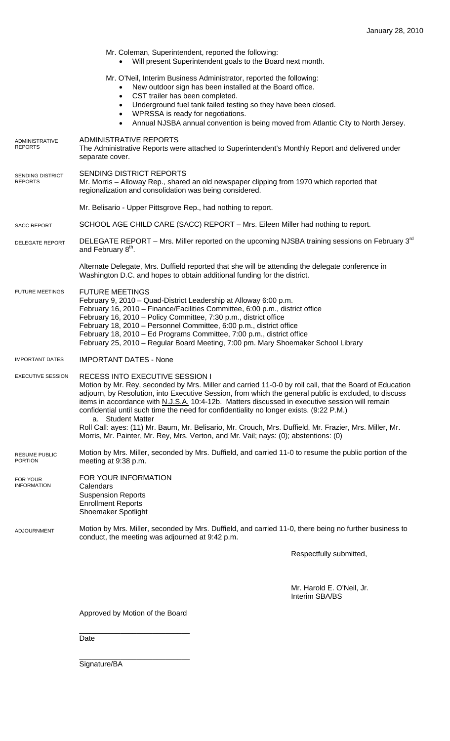Mr. Coleman, Superintendent, reported the following:

- Will present Superintendent goals to the Board next month.

Mr. O'Neil, Interim Business Administrator, reported the following:

- New outdoor sign has been installed at the Board office.
- CST trailer has been completed.
- Underground fuel tank failed testing so they have been closed.
- WPRSSA is ready for negotiations.
- Annual NJSBA annual convention is being moved from Atlantic City to North Jersey.

ADMINISTRATIVE REPORTS

ADMINISTRATIVE REPORTS
The Administrative Reports were attached to Superintendent's Monthly Report and delivered under separate cover.

SENDING DISTRICT REPORTS

SENDING DISTRICT REPORTS
Mr. Morris – Alloway Rep., shared an old newspaper clipping from 1970 which reported that regionalization and consolidation was being considered.

Mr. Belisario - Upper Pittsgrove Rep., had nothing to report.

SACC REPORT

SCHOOL AGE CHILD CARE (SACC) REPORT – Mrs. Eileen Miller had nothing to report.

DELEGATE REPORT

DELEGATE REPORT – Mrs. Miller reported on the upcoming NJSBA training sessions on February 3rd and February 8th.

Alternate Delegate, Mrs. Duffield reported that she will be attending the delegate conference in Washington D.C. and hopes to obtain additional funding for the district.

FUTURE MEETINGS

FUTURE MEETINGS
February 9, 2010 – Quad-District Leadership at Alloway 6:00 p.m.
February 16, 2010 – Finance/Facilities Committee, 6:00 p.m., district office
February 16, 2010 – Policy Committee, 7:30 p.m., district office
February 18, 2010 – Personnel Committee, 6:00 p.m., district office
February 18, 2010 – Ed Programs Committee, 7:00 p.m., district office
February 25, 2010 – Regular Board Meeting, 7:00 pm. Mary Shoemaker School Library

IMPORTANT DATES

IMPORTANT DATES - None

EXECUTIVE SESSION

RECESS INTO EXECUTIVE SESSION I
Motion by Mr. Rey, seconded by Mrs. Miller and carried 11-0-0 by roll call, that the Board of Education adjourn, by Resolution, into Executive Session, from which the general public is excluded, to discuss items in accordance with N.J.S.A. 10:4-12b. Matters discussed in executive session will remain confidential until such time the need for confidentiality no longer exists. (9:22 P.M.)

a. Student Matter

Roll Call: ayes: (11) Mr. Baum, Mr. Belisario, Mr. Crouch, Mrs. Duffield, Mr. Frazier, Mrs. Miller, Mr. Morris, Mr. Painter, Mr. Rey, Mrs. Verton, and Mr. Vail; nays: (0); abstentions: (0)

RESUME PUBLIC PORTION

Motion by Mrs. Miller, seconded by Mrs. Duffield, and carried 11-0 to resume the public portion of the meeting at 9:38 p.m.

FOR YOUR INFORMATION

FOR YOUR INFORMATION
Calendars
Suspension Reports
Enrollment Reports
Shoemaker Spotlight

ADJOURNMENT

Motion by Mrs. Miller, seconded by Mrs. Duffield, and carried 11-0, there being no further business to conduct, the meeting was adjourned at 9:42 p.m.

Respectfully submitted,

Mr. Harold E. O'Neil, Jr.
Interim SBA/BS

Approved by Motion of the Board

Date

Signature/BA